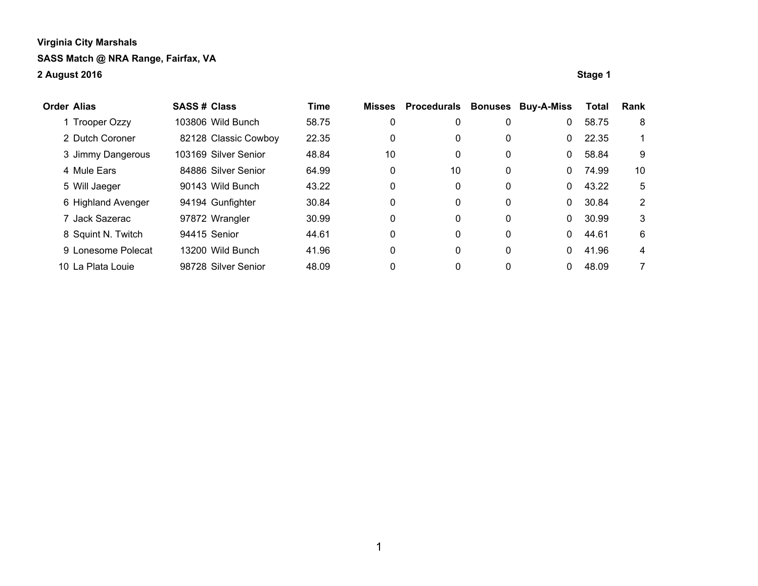**Virginia City Marshals**

**SASS Match @ NRA Range, Fairfax, VA**

**2 August 2016**

**Stage 1**

| Order | Alias | SASS # | Class | Time | Misses | Procedurals | Bonuses | Buy-A-Miss | Total | Rank |
|---|---|---|---|---|---|---|---|---|---|---|
| 1 | Trooper Ozzy | 103806 | Wild Bunch | 58.75 | 0 | 0 | 0 | 0 | 58.75 | 8 |
| 2 | Dutch Coroner | 82128 | Classic Cowboy | 22.35 | 0 | 0 | 0 | 0 | 22.35 | 1 |
| 3 | Jimmy Dangerous | 103169 | Silver Senior | 48.84 | 10 | 0 | 0 | 0 | 58.84 | 9 |
| 4 | Mule Ears | 84886 | Silver Senior | 64.99 | 0 | 10 | 0 | 0 | 74.99 | 10 |
| 5 | Will Jaeger | 90143 | Wild Bunch | 43.22 | 0 | 0 | 0 | 0 | 43.22 | 5 |
| 6 | Highland Avenger | 94194 | Gunfighter | 30.84 | 0 | 0 | 0 | 0 | 30.84 | 2 |
| 7 | Jack Sazerac | 97872 | Wrangler | 30.99 | 0 | 0 | 0 | 0 | 30.99 | 3 |
| 8 | Squint N. Twitch | 94415 | Senior | 44.61 | 0 | 0 | 0 | 0 | 44.61 | 6 |
| 9 | Lonesome Polecat | 13200 | Wild Bunch | 41.96 | 0 | 0 | 0 | 0 | 41.96 | 4 |
| 10 | La Plata Louie | 98728 | Silver Senior | 48.09 | 0 | 0 | 0 | 0 | 48.09 | 7 |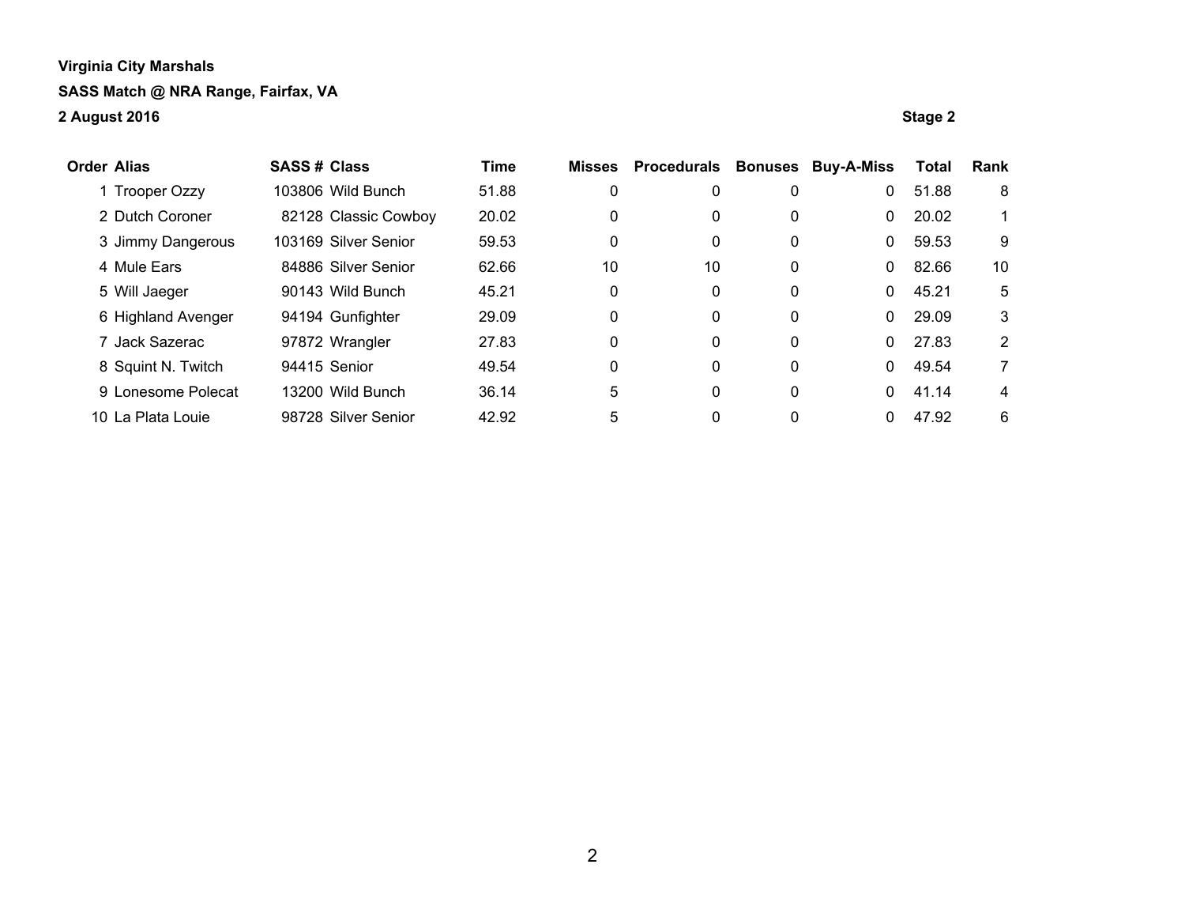**Virginia City Marshals**

**SASS Match @ NRA Range, Fairfax, VA**

**2 August 2016** **Stage 2**

| Order | Alias | SASS # | Class | Time | Misses | Procedurals | Bonuses | Buy-A-Miss | Total | Rank |
|---|---|---|---|---|---|---|---|---|---|---|
| 1 | Trooper Ozzy | 103806 | Wild Bunch | 51.88 | 0 | 0 | 0 | 0 | 51.88 | 8 |
| 2 | Dutch Coroner | 82128 | Classic Cowboy | 20.02 | 0 | 0 | 0 | 0 | 20.02 | 1 |
| 3 | Jimmy Dangerous | 103169 | Silver Senior | 59.53 | 0 | 0 | 0 | 0 | 59.53 | 9 |
| 4 | Mule Ears | 84886 | Silver Senior | 62.66 | 10 | 10 | 0 | 0 | 82.66 | 10 |
| 5 | Will Jaeger | 90143 | Wild Bunch | 45.21 | 0 | 0 | 0 | 0 | 45.21 | 5 |
| 6 | Highland Avenger | 94194 | Gunfighter | 29.09 | 0 | 0 | 0 | 0 | 29.09 | 3 |
| 7 | Jack Sazerac | 97872 | Wrangler | 27.83 | 0 | 0 | 0 | 0 | 27.83 | 2 |
| 8 | Squint N. Twitch | 94415 | Senior | 49.54 | 0 | 0 | 0 | 0 | 49.54 | 7 |
| 9 | Lonesome Polecat | 13200 | Wild Bunch | 36.14 | 5 | 0 | 0 | 0 | 41.14 | 4 |
| 10 | La Plata Louie | 98728 | Silver Senior | 42.92 | 5 | 0 | 0 | 0 | 47.92 | 6 |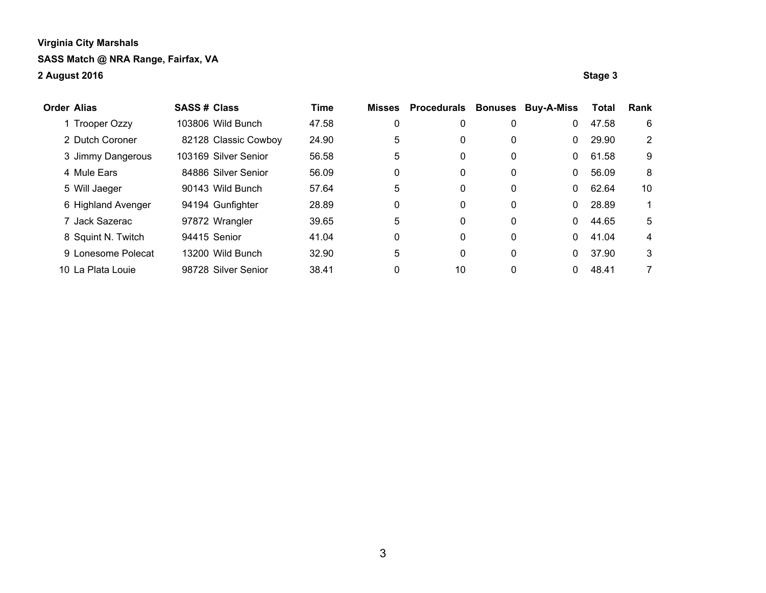**Virginia City Marshals**

**SASS Match @ NRA Range, Fairfax, VA**

**2 August 2016**

**Stage 3**

| Order | Alias | SASS # | Class | Time | Misses | Procedurals | Bonuses | Buy-A-Miss | Total | Rank |
|---|---|---|---|---|---|---|---|---|---|---|
| 1 | Trooper Ozzy | 103806 | Wild Bunch | 47.58 | 0 | 0 | 0 | 0 | 47.58 | 6 |
| 2 | Dutch Coroner | 82128 | Classic Cowboy | 24.90 | 5 | 0 | 0 | 0 | 29.90 | 2 |
| 3 | Jimmy Dangerous | 103169 | Silver Senior | 56.58 | 5 | 0 | 0 | 0 | 61.58 | 9 |
| 4 | Mule Ears | 84886 | Silver Senior | 56.09 | 0 | 0 | 0 | 0 | 56.09 | 8 |
| 5 | Will Jaeger | 90143 | Wild Bunch | 57.64 | 5 | 0 | 0 | 0 | 62.64 | 10 |
| 6 | Highland Avenger | 94194 | Gunfighter | 28.89 | 0 | 0 | 0 | 0 | 28.89 | 1 |
| 7 | Jack Sazerac | 97872 | Wrangler | 39.65 | 5 | 0 | 0 | 0 | 44.65 | 5 |
| 8 | Squint N. Twitch | 94415 | Senior | 41.04 | 0 | 0 | 0 | 0 | 41.04 | 4 |
| 9 | Lonesome Polecat | 13200 | Wild Bunch | 32.90 | 5 | 0 | 0 | 0 | 37.90 | 3 |
| 10 | La Plata Louie | 98728 | Silver Senior | 38.41 | 0 | 10 | 0 | 0 | 48.41 | 7 |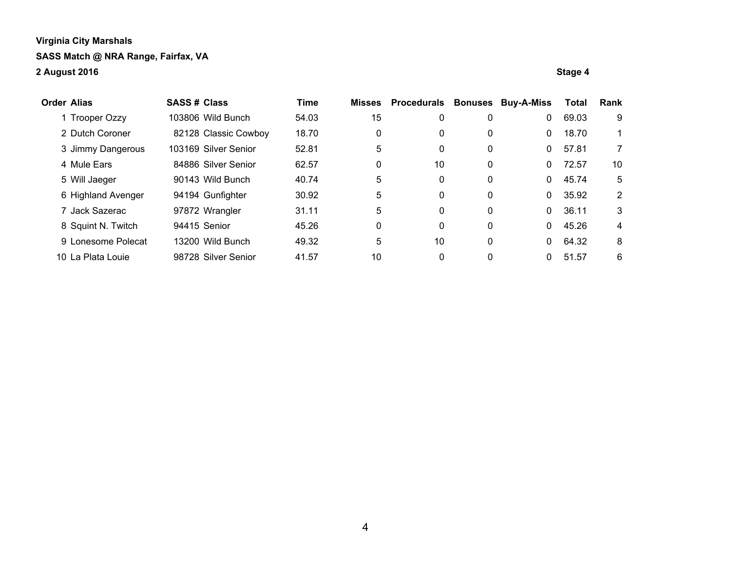**Virginia City Marshals**

**SASS Match @ NRA Range, Fairfax, VA**

**2 August 2016**

**Stage 4**

| Order | Alias | SASS # | Class | Time | Misses | Procedurals | Bonuses | Buy-A-Miss | Total | Rank |
|---|---|---|---|---|---|---|---|---|---|---|
| 1 | Trooper Ozzy | 103806 | Wild Bunch | 54.03 | 15 | 0 | 0 | 0 | 69.03 | 9 |
| 2 | Dutch Coroner | 82128 | Classic Cowboy | 18.70 | 0 | 0 | 0 | 0 | 18.70 | 1 |
| 3 | Jimmy Dangerous | 103169 | Silver Senior | 52.81 | 5 | 0 | 0 | 0 | 57.81 | 7 |
| 4 | Mule Ears | 84886 | Silver Senior | 62.57 | 0 | 10 | 0 | 0 | 72.57 | 10 |
| 5 | Will Jaeger | 90143 | Wild Bunch | 40.74 | 5 | 0 | 0 | 0 | 45.74 | 5 |
| 6 | Highland Avenger | 94194 | Gunfighter | 30.92 | 5 | 0 | 0 | 0 | 35.92 | 2 |
| 7 | Jack Sazerac | 97872 | Wrangler | 31.11 | 5 | 0 | 0 | 0 | 36.11 | 3 |
| 8 | Squint N. Twitch | 94415 | Senior | 45.26 | 0 | 0 | 0 | 0 | 45.26 | 4 |
| 9 | Lonesome Polecat | 13200 | Wild Bunch | 49.32 | 5 | 10 | 0 | 0 | 64.32 | 8 |
| 10 | La Plata Louie | 98728 | Silver Senior | 41.57 | 10 | 0 | 0 | 0 | 51.57 | 6 |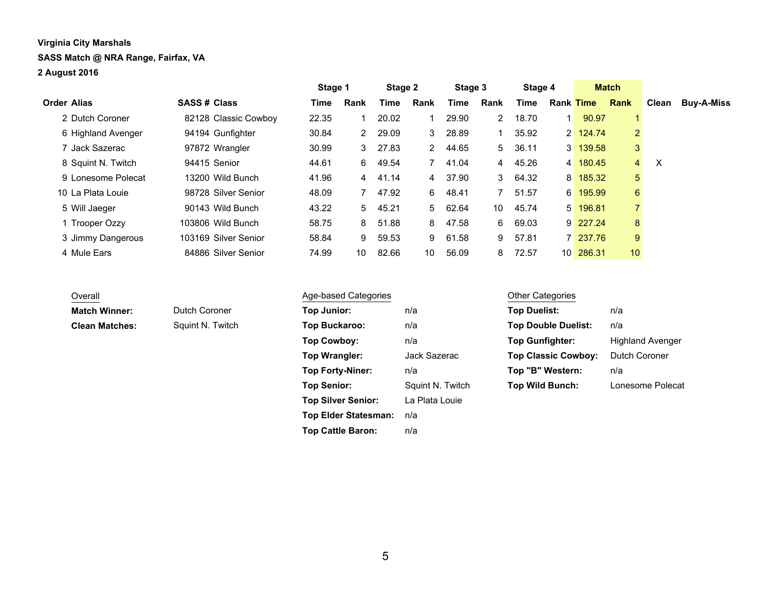**Virginia City Marshals**

**SASS Match @ NRA Range, Fairfax, VA**

**2 August 2016**

| | | | | Stage 1 | | Stage 2 | | Stage 3 | | Stage 4 | | Match | | | |
|---|---|---|---|---|---|---|---|---|---|---|---|---|---|---|---|
| **Order** | **Alias** | **SASS #** | **Class** | **Time** | **Rank** | **Time** | **Rank** | **Time** | **Rank** | **Time** | **Rank** | **Time** | **Rank** | **Clean** | **Buy-A-Miss** |
| 2 | Dutch Coroner | 82128 | Classic Cowboy | 22.35 | 1 | 20.02 | 1 | 29.90 | 2 | 18.70 | 1 | 90.97 | 1 | | |
| 6 | Highland Avenger | 94194 | Gunfighter | 30.84 | 2 | 29.09 | 3 | 28.89 | 1 | 35.92 | 2 | 124.74 | 2 | | |
| 7 | Jack Sazerac | 97872 | Wrangler | 30.99 | 3 | 27.83 | 2 | 44.65 | 5 | 36.11 | 3 | 139.58 | 3 | | |
| 8 | Squint N. Twitch | 94415 | Senior | 44.61 | 6 | 49.54 | 7 | 41.04 | 4 | 45.26 | 4 | 180.45 | 4 | X | |
| 9 | Lonesome Polecat | 13200 | Wild Bunch | 41.96 | 4 | 41.14 | 4 | 37.90 | 3 | 64.32 | 8 | 185.32 | 5 | | |
| 10 | La Plata Louie | 98728 | Silver Senior | 48.09 | 7 | 47.92 | 6 | 48.41 | 7 | 51.57 | 6 | 195.99 | 6 | | |
| 5 | Will Jaeger | 90143 | Wild Bunch | 43.22 | 5 | 45.21 | 5 | 62.64 | 10 | 45.74 | 5 | 196.81 | 7 | | |
| 1 | Trooper Ozzy | 103806 | Wild Bunch | 58.75 | 8 | 51.88 | 8 | 47.58 | 6 | 69.03 | 9 | 227.24 | 8 | | |
| 3 | Jimmy Dangerous | 103169 | Silver Senior | 58.84 | 9 | 59.53 | 9 | 61.58 | 9 | 57.81 | 7 | 237.76 | 9 | | |
| 4 | Mule Ears | 84886 | Silver Senior | 74.99 | 10 | 82.66 | 10 | 56.09 | 8 | 72.57 | 10 | 286.31 | 10 | | |

Overall

| | |
|---|---|
| **Match Winner:** | Dutch Coroner |
| **Clean Matches:** | Squint N. Twitch |

Age-based Categories

| | |
|---|---|
| **Top Junior:** | n/a |
| **Top Buckaroo:** | n/a |
| **Top Cowboy:** | n/a |
| **Top Wrangler:** | Jack Sazerac |
| **Top Forty-Niner:** | n/a |
| **Top Senior:** | Squint N. Twitch |
| **Top Silver Senior:** | La Plata Louie |
| **Top Elder Statesman:** | n/a |
| **Top Cattle Baron:** | n/a |

Other Categories

| | |
|---|---|
| **Top Duelist:** | n/a |
| **Top Double Duelist:** | n/a |
| **Top Gunfighter:** | Highland Avenger |
| **Top Classic Cowboy:** | Dutch Coroner |
| **Top "B" Western:** | n/a |
| **Top Wild Bunch:** | Lonesome Polecat |